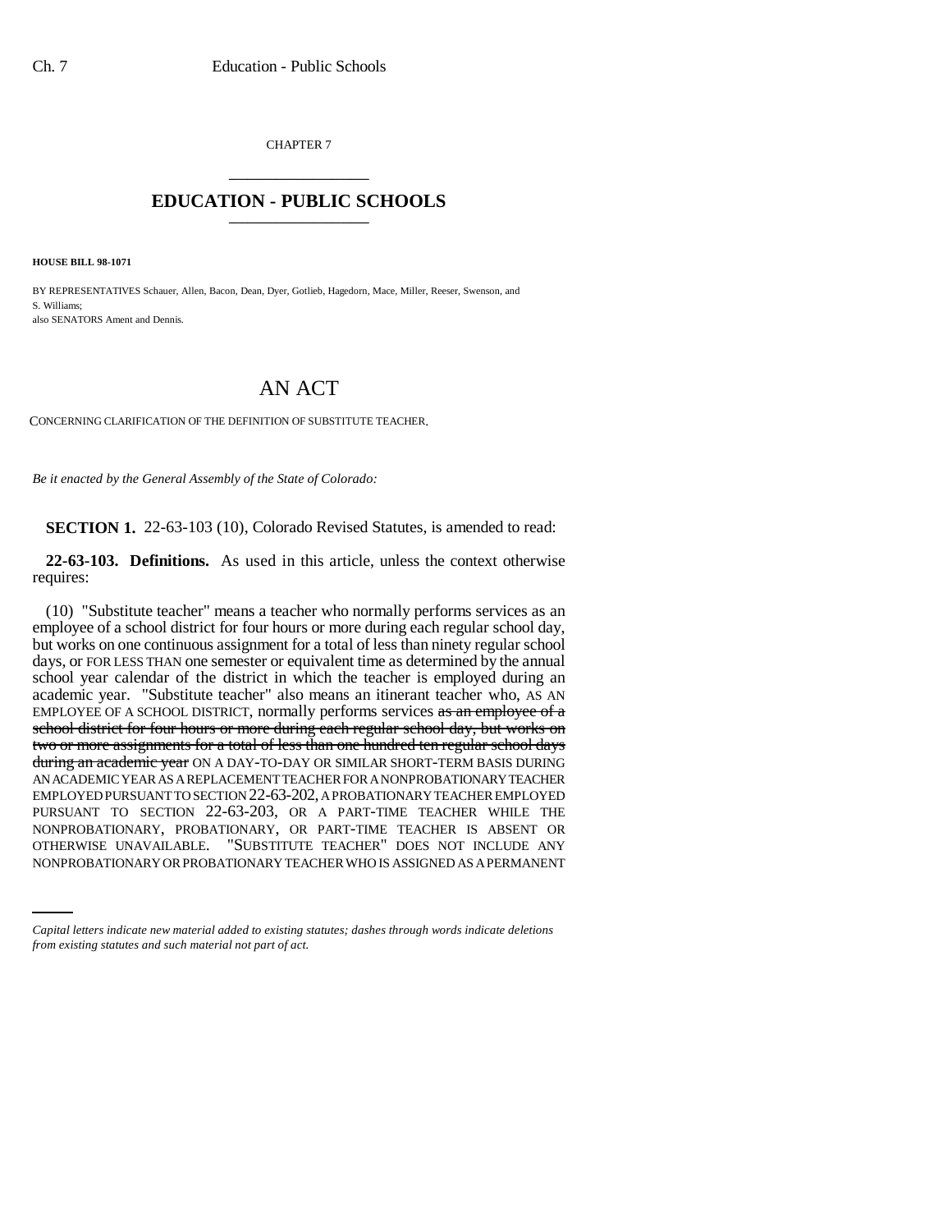CHAPTER 7

# EDUCATION - PUBLIC SCHOOLS

**HOUSE BILL 98-1071**

BY REPRESENTATIVES Schauer, Allen, Bacon, Dean, Dyer, Gotlieb, Hagedorn, Mace, Miller, Reeser, Swenson, and S. Williams;
also SENATORS Ament and Dennis.

# AN ACT

CONCERNING CLARIFICATION OF THE DEFINITION OF SUBSTITUTE TEACHER.

*Be it enacted by the General Assembly of the State of Colorado:*

**SECTION 1.** 22-63-103 (10), Colorado Revised Statutes, is amended to read:

**22-63-103. Definitions.** As used in this article, unless the context otherwise requires:

(10) "Substitute teacher" means a teacher who normally performs services as an employee of a school district for four hours or more during each regular school day, but works on one continuous assignment for a total of less than ninety regular school days, or FOR LESS THAN one semester or equivalent time as determined by the annual school year calendar of the district in which the teacher is employed during an academic year. "Substitute teacher" also means an itinerant teacher who, AS AN EMPLOYEE OF A SCHOOL DISTRICT, normally performs services ~~as an employee of a school district for four hours or more during each regular school day, but works on two or more assignments for a total of less than one hundred ten regular school days during an academic year~~ ON A DAY-TO-DAY OR SIMILAR SHORT-TERM BASIS DURING AN ACADEMIC YEAR AS A REPLACEMENT TEACHER FOR A NONPROBATIONARY TEACHER EMPLOYED PURSUANT TO SECTION 22-63-202, A PROBATIONARY TEACHER EMPLOYED PURSUANT TO SECTION 22-63-203, OR A PART-TIME TEACHER WHILE THE NONPROBATIONARY, PROBATIONARY, OR PART-TIME TEACHER IS ABSENT OR OTHERWISE UNAVAILABLE. "SUBSTITUTE TEACHER" DOES NOT INCLUDE ANY NONPROBATIONARY OR PROBATIONARY TEACHER WHO IS ASSIGNED AS A PERMANENT

*Capital letters indicate new material added to existing statutes; dashes through words indicate deletions from existing statutes and such material not part of act.*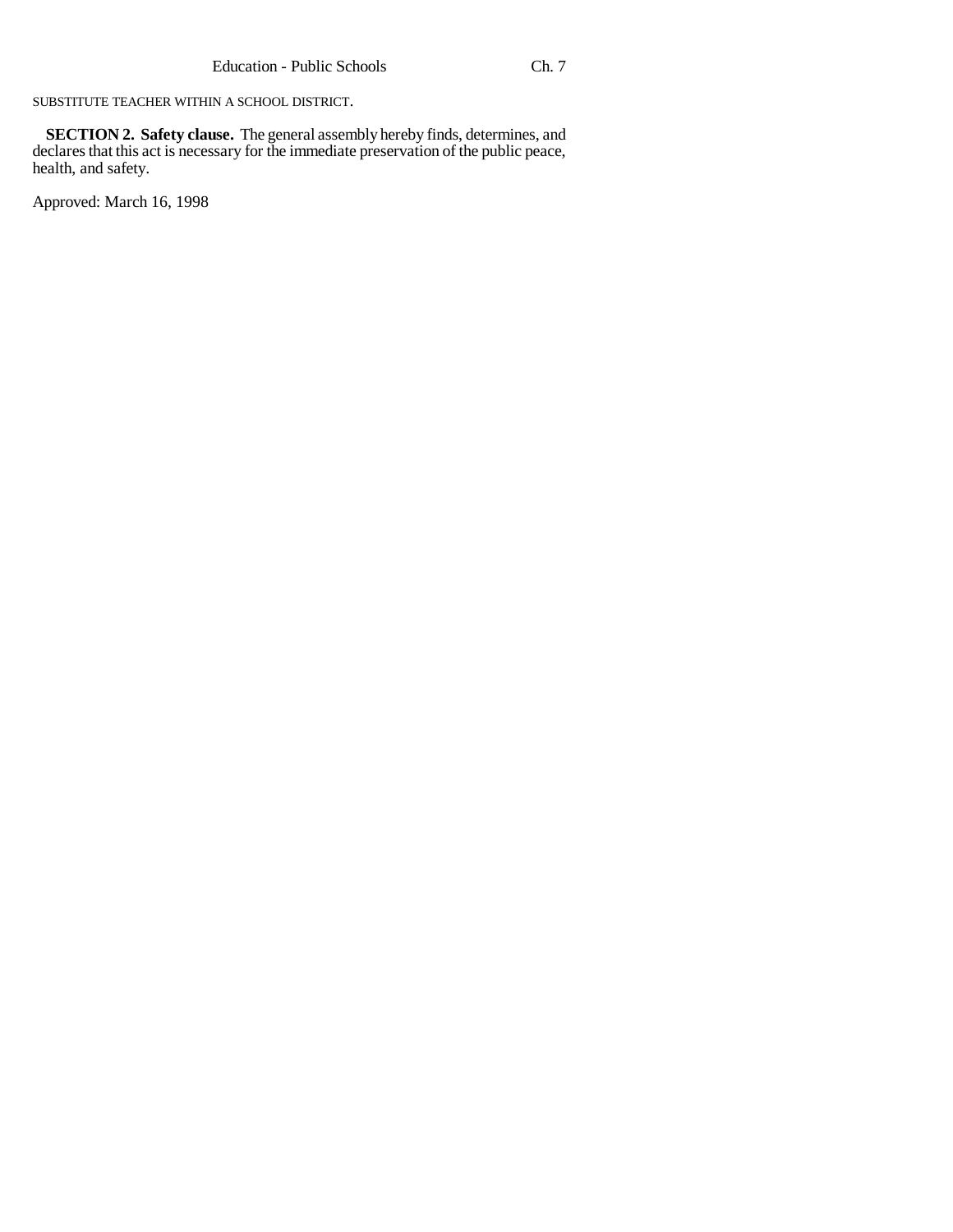SUBSTITUTE TEACHER WITHIN A SCHOOL DISTRICT.

**SECTION 2. Safety clause.** The general assembly hereby finds, determines, and declares that this act is necessary for the immediate preservation of the public peace, health, and safety.

Approved: March 16, 1998